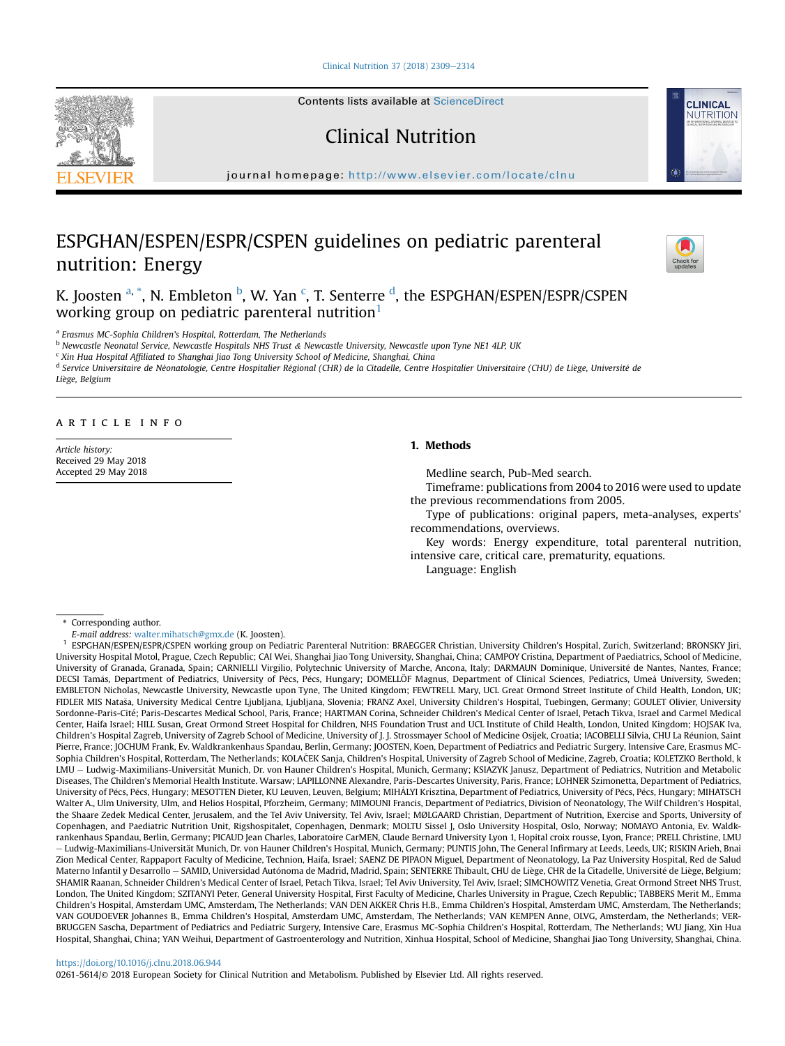# ESPGHAN/ESPEN/ESPR/CSPEN guidelines on pediatric parenteral nutrition: Energy

K. Joosten [a, *], N. Embleton [b], W. Yan [c], T. Senterre [d], the ESPGHAN/ESPEN/ESPR/CSPEN working group on pediatric parenteral nutrition[1]

[a] Erasmus MC-Sophia Children's Hospital, Rotterdam, The Netherlands
[b] Newcastle Neonatal Service, Newcastle Hospitals NHS Trust & Newcastle University, Newcastle upon Tyne NE1 4LP, UK
[c] Xin Hua Hospital Affiliated to Shanghai Jiao Tong University School of Medicine, Shanghai, China
[d] Service Universitaire de Néonatologie, Centre Hospitalier Régional (CHR) de la Citadelle, Centre Hospitalier Universitaire (CHU) de Liège, Université de Liège, Belgium

ARTICLE INFO

*Article history:*
Received 29 May 2018
Accepted 29 May 2018

## 1. Methods

Medline search, Pub-Med search.

Timeframe: publications from 2004 to 2016 were used to update the previous recommendations from 2005.

Type of publications: original papers, meta-analyses, experts' recommendations, overviews.

Key words: Energy expenditure, total parenteral nutrition, intensive care, critical care, prematurity, equations.

Language: English

\* Corresponding author.
*E-mail address:* walter.mihatsch@gmx.de (K. Joosten).

[1] ESPGHAN/ESPEN/ESPR/CSPEN working group on Pediatric Parenteral Nutrition: BRAEGGER Christian, University Children's Hospital, Zurich, Switzerland; BRONSKY Jiri, University Hospital Motol, Prague, Czech Republic; CAI Wei, Shanghai Jiao Tong University, Shanghai, China; CAMPOY Cristina, Department of Paediatrics, School of Medicine, University of Granada, Granada, Spain; CARNIELLI Virgilio, Polytechnic University of Marche, Ancona, Italy; DARMAUN Dominique, Université de Nantes, Nantes, France; DECSI Tamás, Department of Pediatrics, University of Pécs, Pécs, Hungary; DOMELLÖF Magnus, Department of Clinical Sciences, Pediatrics, Umeå University, Sweden; EMBLETON Nicholas, Newcastle University, Newcastle upon Tyne, The United Kingdom; FEWTRELL Mary, UCL Great Ormond Street Institute of Child Health, London, UK; FIDLER MIS Nataša, University Medical Centre Ljubljana, Ljubljana, Slovenia; FRANZ Axel, University Children's Hospital, Tuebingen, Germany; GOULET Olivier, University Sordonne-Paris-Cité; Paris-Descartes Medical School, Paris, France; HARTMAN Corina, Schneider Children's Medical Center of Israel, Petach Tikva, Israel and Carmel Medical Center, Haifa Israel; HILL Susan, Great Ormond Street Hospital for Children, NHS Foundation Trust and UCL Institute of Child Health, London, United Kingdom; HOJSAK Iva, Children's Hospital Zagreb, University of Zagreb School of Medicine, University of J. J. Strossmayer School of Medicine Osijek, Croatia; IACOBELLI Silvia, CHU La Réunion, Saint Pierre, France; JOCHUM Frank, Ev. Waldkrankenhaus Spandau, Berlin, Germany; JOOSTEN, Koen, Department of Pediatrics and Pediatric Surgery, Intensive Care, Erasmus MC-Sophia Children's Hospital, Rotterdam, The Netherlands; KOLAČEK Sanja, Children's Hospital, University of Zagreb School of Medicine, Zagreb, Croatia; KOLETZKO Berthold, k LMU – Ludwig-Maximilians-Universität Munich, Dr. von Hauner Children's Hospital, Munich, Germany; KSIAZYK Janusz, Department of Pediatrics, Nutrition and Metabolic Diseases, The Children's Memorial Health Institute. Warsaw; LAPILLONNE Alexandre, Paris-Descartes University, Paris, France; LOHNER Szimonetta, Department of Pediatrics, University of Pécs, Pécs, Hungary; MESOTTEN Dieter, KU Leuven, Leuven, Belgium; MIHÁLYI Krisztina, Department of Pediatrics, University of Pécs, Pécs, Hungary; MIHATSCH Walter A., Ulm University, Ulm, and Helios Hospital, Pforzheim, Germany; MIMOUNI Francis, Department of Pediatrics, Division of Neonatology, The Wilf Children's Hospital, the Shaare Zedek Medical Center, Jerusalem, and the Tel Aviv University, Tel Aviv, Israel; MØLGAARD Christian, Department of Nutrition, Exercise and Sports, University of Copenhagen, and Paediatric Nutrition Unit, Rigshospitalet, Copenhagen, Denmark; MOLTU Sissel J, Oslo University Hospital, Oslo, Norway; NOMAYO Antonia, Ev. Waldkrankenhaus Spandau, Berlin, Germany; PICAUD Jean Charles, Laboratoire CarMEN, Claude Bernard University Lyon 1, Hopital croix rousse, Lyon, France; PRELL Christine, LMU – Ludwig-Maximilians-Universität Munich, Dr. von Hauner Children's Hospital, Munich, Germany; PUNTIS John, The General Infirmary at Leeds, Leeds, UK; RISKIN Arieh, Bnai Zion Medical Center, Rappaport Faculty of Medicine, Technion, Haifa, Israel; SAENZ DE PIPAON Miguel, Department of Neonatology, La Paz University Hospital, Red de Salud Materno Infantil y Desarrollo – SAMID, Universidad Autónoma de Madrid, Madrid, Spain; SENTERRE Thibault, CHU de Liège, CHR de la Citadelle, Université de Liège, Belgium; SHAMIR Raanan, Schneider Children's Medical Center of Israel, Petach Tikva, Israel; Tel Aviv University, Tel Aviv, Israel; SIMCHOWITZ Venetia, Great Ormond Street NHS Trust, London, The United Kingdom; SZITANYI Peter, General University Hospital, First Faculty of Medicine, Charles University in Prague, Czech Republic; TABBERS Merit M., Emma Children's Hospital, Amsterdam UMC, Amsterdam, The Netherlands; VAN DEN AKKER Chris H.B., Emma Children's Hospital, Amsterdam UMC, Amsterdam, The Netherlands; VAN GOUDOEVER Johannes B., Emma Children's Hospital, Amsterdam UMC, Amsterdam, The Netherlands; VAN KEMPEN Anne, OLVG, Amsterdam, the Netherlands; VERBRUGGEN Sascha, Department of Pediatrics and Pediatric Surgery, Intensive Care, Erasmus MC-Sophia Children's Hospital, Rotterdam, The Netherlands; WU Jiang, Xin Hua Hospital, Shanghai, China; YAN Weihui, Department of Gastroenterology and Nutrition, Xinhua Hospital, School of Medicine, Shanghai Jiao Tong University, Shanghai, China.

https://doi.org/10.1016/j.clnu.2018.06.944
0261-5614/© 2018 European Society for Clinical Nutrition and Metabolism. Published by Elsevier Ltd. All rights reserved.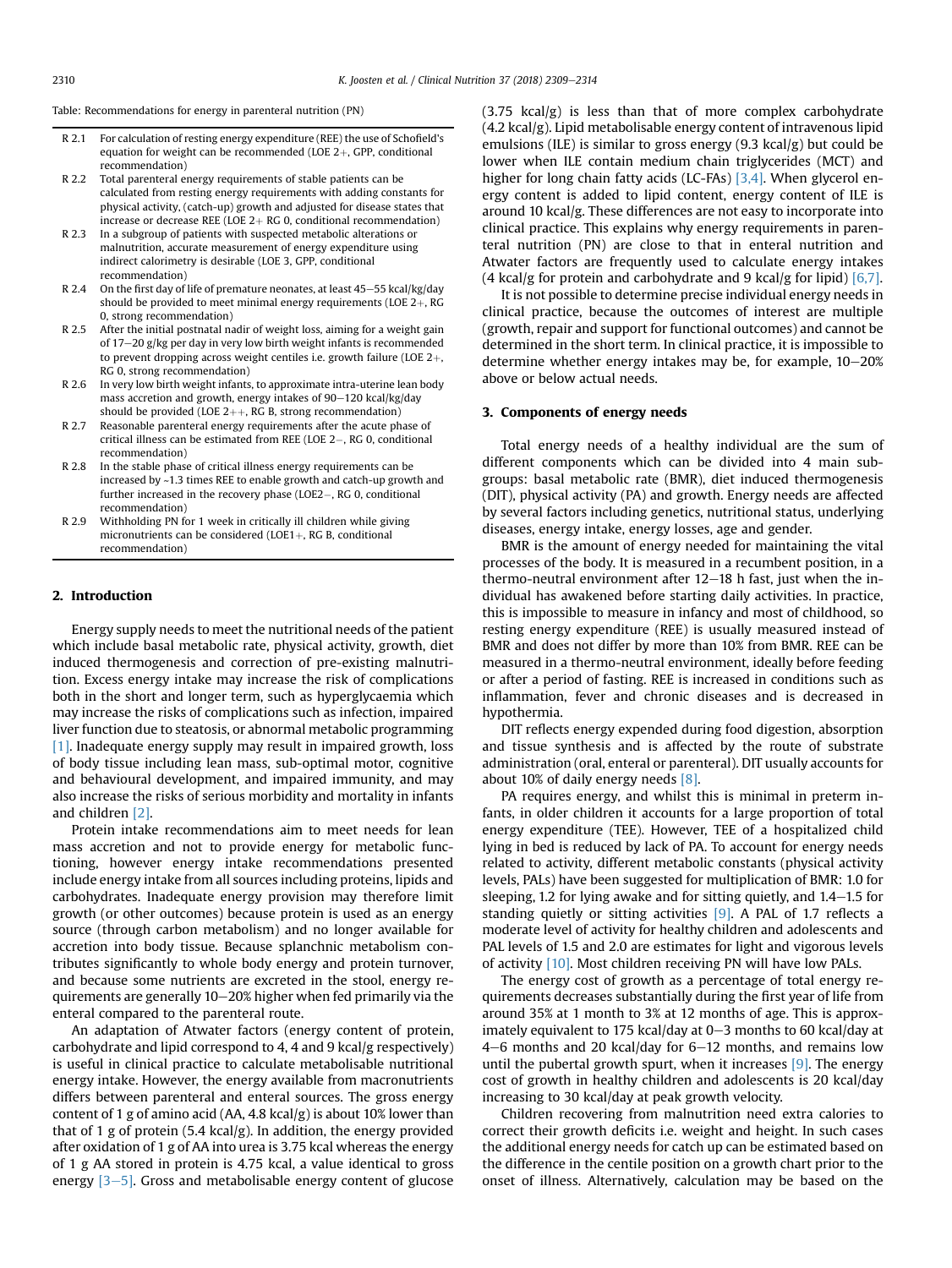Table: Recommendations for energy in parenteral nutrition (PN)

| | |
|---|---|
| R 2.1 | For calculation of resting energy expenditure (REE) the use of Schofield's equation for weight can be recommended (LOE 2+, GPP, conditional recommendation) |
| R 2.2 | Total parenteral energy requirements of stable patients can be calculated from resting energy requirements with adding constants for physical activity, (catch-up) growth and adjusted for disease states that increase or decrease REE (LOE 2+ RG 0, conditional recommendation) |
| R 2.3 | In a subgroup of patients with suspected metabolic alterations or malnutrition, accurate measurement of energy expenditure using indirect calorimetry is desirable (LOE 3, GPP, conditional recommendation) |
| R 2.4 | On the first day of life of premature neonates, at least 45–55 kcal/kg/day should be provided to meet minimal energy requirements (LOE 2+, RG 0, strong recommendation) |
| R 2.5 | After the initial postnatal nadir of weight loss, aiming for a weight gain of 17–20 g/kg per day in very low birth weight infants is recommended to prevent dropping across weight centiles i.e. growth failure (LOE 2+, RG 0, strong recommendation) |
| R 2.6 | In very low birth weight infants, to approximate intra-uterine lean body mass accretion and growth, energy intakes of 90–120 kcal/kg/day should be provided (LOE 2++, RG B, strong recommendation) |
| R 2.7 | Reasonable parenteral energy requirements after the acute phase of critical illness can be estimated from REE (LOE 2−, RG 0, conditional recommendation) |
| R 2.8 | In the stable phase of critical illness energy requirements can be increased by ~1.3 times REE to enable growth and catch-up growth and further increased in the recovery phase (LOE2−, RG 0, conditional recommendation) |
| R 2.9 | Withholding PN for 1 week in critically ill children while giving micronutrients can be considered (LOE1+, RG B, conditional recommendation) |

## 2. Introduction

Energy supply needs to meet the nutritional needs of the patient which include basal metabolic rate, physical activity, growth, diet induced thermogenesis and correction of pre-existing malnutrition. Excess energy intake may increase the risk of complications both in the short and longer term, such as hyperglycaemia which may increase the risks of complications such as infection, impaired liver function due to steatosis, or abnormal metabolic programming [1]. Inadequate energy supply may result in impaired growth, loss of body tissue including lean mass, sub-optimal motor, cognitive and behavioural development, and impaired immunity, and may also increase the risks of serious morbidity and mortality in infants and children [2].

Protein intake recommendations aim to meet needs for lean mass accretion and not to provide energy for metabolic functioning, however energy intake recommendations presented include energy intake from all sources including proteins, lipids and carbohydrates. Inadequate energy provision may therefore limit growth (or other outcomes) because protein is used as an energy source (through carbon metabolism) and no longer available for accretion into body tissue. Because splanchnic metabolism contributes significantly to whole body energy and protein turnover, and because some nutrients are excreted in the stool, energy requirements are generally 10–20% higher when fed primarily via the enteral compared to the parenteral route.

An adaptation of Atwater factors (energy content of protein, carbohydrate and lipid correspond to 4, 4 and 9 kcal/g respectively) is useful in clinical practice to calculate metabolisable nutritional energy intake. However, the energy available from macronutrients differs between parenteral and enteral sources. The gross energy content of 1 g of amino acid (AA, 4.8 kcal/g) is about 10% lower than that of 1 g of protein (5.4 kcal/g). In addition, the energy provided after oxidation of 1 g of AA into urea is 3.75 kcal whereas the energy of 1 g AA stored in protein is 4.75 kcal, a value identical to gross energy [3–5]. Gross and metabolisable energy content of glucose (3.75 kcal/g) is less than that of more complex carbohydrate (4.2 kcal/g). Lipid metabolisable energy content of intravenous lipid emulsions (ILE) is similar to gross energy (9.3 kcal/g) but could be lower when ILE contain medium chain triglycerides (MCT) and higher for long chain fatty acids (LC-FAs) [3,4]. When glycerol energy content is added to lipid content, energy content of ILE is around 10 kcal/g. These differences are not easy to incorporate into clinical practice. This explains why energy requirements in parenteral nutrition (PN) are close to that in enteral nutrition and Atwater factors are frequently used to calculate energy intakes (4 kcal/g for protein and carbohydrate and 9 kcal/g for lipid) [6,7].

It is not possible to determine precise individual energy needs in clinical practice, because the outcomes of interest are multiple (growth, repair and support for functional outcomes) and cannot be determined in the short term. In clinical practice, it is impossible to determine whether energy intakes may be, for example, 10–20% above or below actual needs.

## 3. Components of energy needs

Total energy needs of a healthy individual are the sum of different components which can be divided into 4 main subgroups: basal metabolic rate (BMR), diet induced thermogenesis (DIT), physical activity (PA) and growth. Energy needs are affected by several factors including genetics, nutritional status, underlying diseases, energy intake, energy losses, age and gender.

BMR is the amount of energy needed for maintaining the vital processes of the body. It is measured in a recumbent position, in a thermo-neutral environment after 12–18 h fast, just when the individual has awakened before starting daily activities. In practice, this is impossible to measure in infancy and most of childhood, so resting energy expenditure (REE) is usually measured instead of BMR and does not differ by more than 10% from BMR. REE can be measured in a thermo-neutral environment, ideally before feeding or after a period of fasting. REE is increased in conditions such as inflammation, fever and chronic diseases and is decreased in hypothermia.

DIT reflects energy expended during food digestion, absorption and tissue synthesis and is affected by the route of substrate administration (oral, enteral or parenteral). DIT usually accounts for about 10% of daily energy needs [8].

PA requires energy, and whilst this is minimal in preterm infants, in older children it accounts for a large proportion of total energy expenditure (TEE). However, TEE of a hospitalized child lying in bed is reduced by lack of PA. To account for energy needs related to activity, different metabolic constants (physical activity levels, PALs) have been suggested for multiplication of BMR: 1.0 for sleeping, 1.2 for lying awake and for sitting quietly, and 1.4–1.5 for standing quietly or sitting activities [9]. A PAL of 1.7 reflects a moderate level of activity for healthy children and adolescents and PAL levels of 1.5 and 2.0 are estimates for light and vigorous levels of activity [10]. Most children receiving PN will have low PALs.

The energy cost of growth as a percentage of total energy requirements decreases substantially during the first year of life from around 35% at 1 month to 3% at 12 months of age. This is approximately equivalent to 175 kcal/day at 0–3 months to 60 kcal/day at 4–6 months and 20 kcal/day for 6–12 months, and remains low until the pubertal growth spurt, when it increases [9]. The energy cost of growth in healthy children and adolescents is 20 kcal/day increasing to 30 kcal/day at peak growth velocity.

Children recovering from malnutrition need extra calories to correct their growth deficits i.e. weight and height. In such cases the additional energy needs for catch up can be estimated based on the difference in the centile position on a growth chart prior to the onset of illness. Alternatively, calculation may be based on the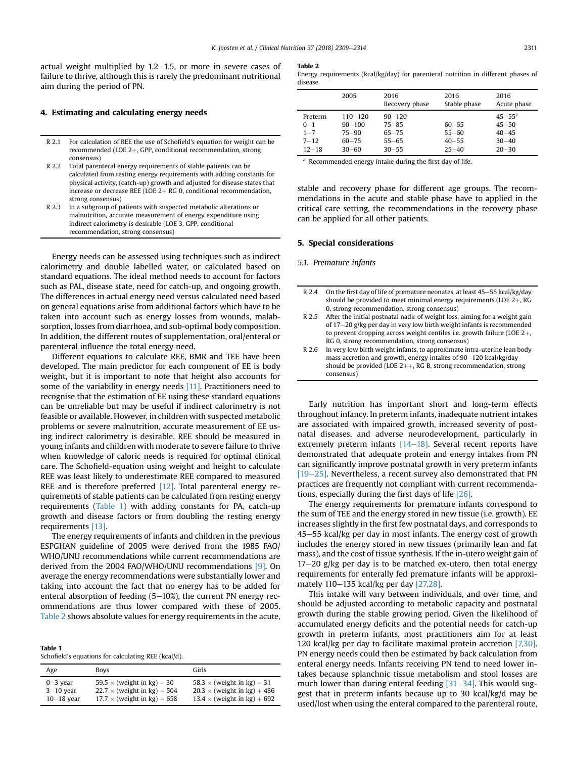actual weight multiplied by 1.2–1.5, or more in severe cases of failure to thrive, although this is rarely the predominant nutritional aim during the period of PN.

## 4. Estimating and calculating energy needs

| | |
|---|---|
| R 2.1 | For calculation of REE the use of Schofield's equation for weight can be recommended (LOE 2+, GPP, conditional recommendation, strong consensus) |
| R 2.2 | Total parenteral energy requirements of stable patients can be calculated from resting energy requirements with adding constants for physical activity, (catch-up) growth and adjusted for disease states that increase or decrease REE (LOE 2+ RG 0, conditional recommendation, strong consensus) |
| R 2.3 | In a subgroup of patients with suspected metabolic alterations or malnutrition, accurate measurement of energy expenditure using indirect calorimetry is desirable (LOE 3, GPP, conditional recommendation, strong consensus) |

Energy needs can be assessed using techniques such as indirect calorimetry and double labelled water, or calculated based on standard equations. The ideal method needs to account for factors such as PAL, disease state, need for catch-up, and ongoing growth. The differences in actual energy need versus calculated need based on general equations arise from additional factors which have to be taken into account such as energy losses from wounds, malabsorption, losses from diarrhoea, and sub-optimal body composition. In addition, the different routes of supplementation, oral/enteral or parenteral influence the total energy need.

Different equations to calculate REE, BMR and TEE have been developed. The main predictor for each component of EE is body weight, but it is important to note that height also accounts for some of the variability in energy needs [11]. Practitioners need to recognise that the estimation of EE using these standard equations can be unreliable but may be useful if indirect calorimetry is not feasible or available. However, in children with suspected metabolic problems or severe malnutrition, accurate measurement of EE using indirect calorimetry is desirable. REE should be measured in young infants and children with moderate to severe failure to thrive when knowledge of caloric needs is required for optimal clinical care. The Schofield-equation using weight and height to calculate REE was least likely to underestimate REE compared to measured REE and is therefore preferred [12]. Total parenteral energy requirements of stable patients can be calculated from resting energy requirements (Table 1) with adding constants for PA, catch-up growth and disease factors or from doubling the resting energy requirements [13].

The energy requirements of infants and children in the previous ESPGHAN guideline of 2005 were derived from the 1985 FAO/WHO/UNU recommendations while current recommendations are derived from the 2004 FAO/WHO/UNU recommendations [9]. On average the energy recommendations were substantially lower and taking into account the fact that no energy has to be added for enteral absorption of feeding (5–10%), the current PN energy recommendations are thus lower compared with these of 2005. Table 2 shows absolute values for energy requirements in the acute, stable and recovery phase for different age groups. The recommendations in the acute and stable phase have to applied in the critical care setting, the recommendations in the recovery phase can be applied for all other patients.

**Table 1**
Schofield's equations for calculating REE (kcal/d).

| Age | Boys | Girls |
|---|---|---|
| 0–3 year | 59.5 × (weight in kg) − 30 | 58.3 × (weight in kg) − 31 |
| 3–10 year | 22.7 × (weight in kg) + 504 | 20.3 × (weight in kg) + 486 |
| 10–18 year | 17.7 × (weight in kg) + 658 | 13.4 × (weight in kg) + 692 |

**Table 2**
Energy requirements (kcal/kg/day) for parenteral nutrition in different phases of disease.

| | 2005 | 2016 Recovery phase | 2016 Stable phase | 2016 Acute phase |
|---|---|---|---|---|
| Preterm | 110–120 | 90–120 | | 45–55[a] |
| 0–1 | 90–100 | 75–85 | 60–65 | 45–50 |
| 1–7 | 75–90 | 65–75 | 55–60 | 40–45 |
| 7–12 | 60–75 | 55–65 | 40–55 | 30–40 |
| 12–18 | 30–60 | 30–55 | 25–40 | 20–30 |

[a] Recommended energy intake during the first day of life.

## 5. Special considerations

### 5.1. Premature infants

| | |
|---|---|
| R 2.4 | On the first day of life of premature neonates, at least 45–55 kcal/kg/day should be provided to meet minimal energy requirements (LOE 2+, RG 0, strong recommendation, strong consensus) |
| R 2.5 | After the initial postnatal nadir of weight loss, aiming for a weight gain of 17–20 g/kg per day in very low birth weight infants is recommended to prevent dropping across weight centiles i.e. growth failure (LOE 2+, RG 0, strong recommendation, strong consensus) |
| R 2.6 | In very low birth weight infants, to approximate intra-uterine lean body mass accretion and growth, energy intakes of 90–120 kcal/kg/day should be provided (LOE 2++, RG B, strong recommendation, strong consensus) |

Early nutrition has important short and long-term effects throughout infancy. In preterm infants, inadequate nutrient intakes are associated with impaired growth, increased severity of postnatal diseases, and adverse neurodevelopment, particularly in extremely preterm infants [14–18]. Several recent reports have demonstrated that adequate protein and energy intakes from PN can significantly improve postnatal growth in very preterm infants [19–25]. Nevertheless, a recent survey also demonstrated that PN practices are frequently not compliant with current recommendations, especially during the first days of life [26].

The energy requirements for premature infants correspond to the sum of TEE and the energy stored in new tissue (i.e. growth). EE increases slightly in the first few postnatal days, and corresponds to 45–55 kcal/kg per day in most infants. The energy cost of growth includes the energy stored in new tissues (primarily lean and fat mass), and the cost of tissue synthesis. If the in-utero weight gain of 17–20 g/kg per day is to be matched ex-utero, then total energy requirements for enterally fed premature infants will be approximately 110–135 kcal/kg per day [27,28].

This intake will vary between individuals, and over time, and should be adjusted according to metabolic capacity and postnatal growth during the stable growing period. Given the likelihood of accumulated energy deficits and the potential needs for catch-up growth in preterm infants, most practitioners aim for at least 120 kcal/kg per day to facilitate maximal protein accretion [7,30]. PN energy needs could then be estimated by back calculation from enteral energy needs. Infants receiving PN tend to need lower intakes because splanchnic tissue metabolism and stool losses are much lower than during enteral feeding [31–34]. This would suggest that in preterm infants because up to 30 kcal/kg/d may be used/lost when using the enteral compared to the parenteral route,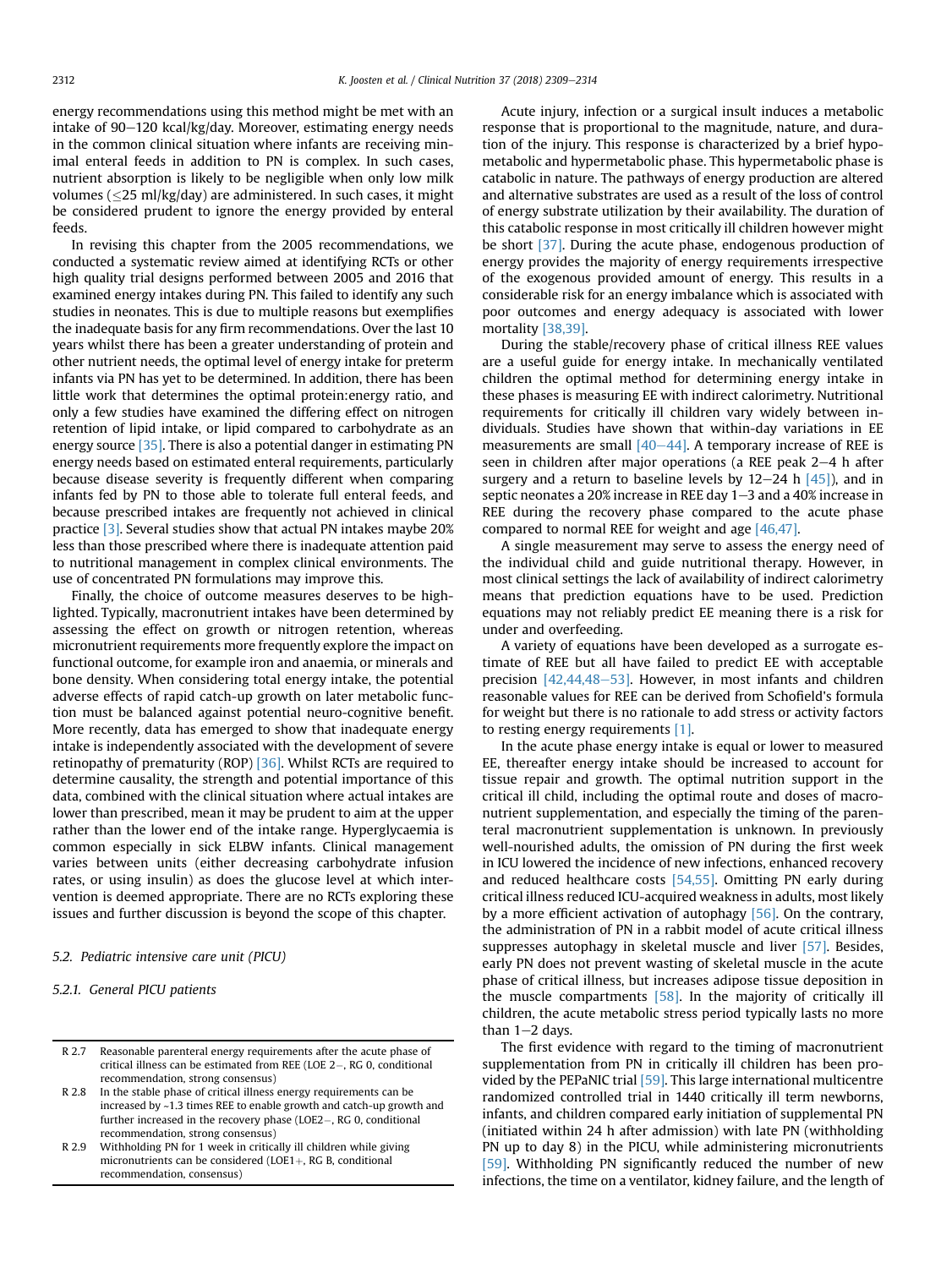energy recommendations using this method might be met with an intake of 90–120 kcal/kg/day. Moreover, estimating energy needs in the common clinical situation where infants are receiving minimal enteral feeds in addition to PN is complex. In such cases, nutrient absorption is likely to be negligible when only low milk volumes (≤25 ml/kg/day) are administered. In such cases, it might be considered prudent to ignore the energy provided by enteral feeds.

In revising this chapter from the 2005 recommendations, we conducted a systematic review aimed at identifying RCTs or other high quality trial designs performed between 2005 and 2016 that examined energy intakes during PN. This failed to identify any such studies in neonates. This is due to multiple reasons but exemplifies the inadequate basis for any firm recommendations. Over the last 10 years whilst there has been a greater understanding of protein and other nutrient needs, the optimal level of energy intake for preterm infants via PN has yet to be determined. In addition, there has been little work that determines the optimal protein:energy ratio, and only a few studies have examined the differing effect on nitrogen retention of lipid intake, or lipid compared to carbohydrate as an energy source [35]. There is also a potential danger in estimating PN energy needs based on estimated enteral requirements, particularly because disease severity is frequently different when comparing infants fed by PN to those able to tolerate full enteral feeds, and because prescribed intakes are frequently not achieved in clinical practice [3]. Several studies show that actual PN intakes maybe 20% less than those prescribed where there is inadequate attention paid to nutritional management in complex clinical environments. The use of concentrated PN formulations may improve this.

Finally, the choice of outcome measures deserves to be highlighted. Typically, macronutrient intakes have been determined by assessing the effect on growth or nitrogen retention, whereas micronutrient requirements more frequently explore the impact on functional outcome, for example iron and anaemia, or minerals and bone density. When considering total energy intake, the potential adverse effects of rapid catch-up growth on later metabolic function must be balanced against potential neuro-cognitive benefit. More recently, data has emerged to show that inadequate energy intake is independently associated with the development of severe retinopathy of prematurity (ROP) [36]. Whilst RCTs are required to determine causality, the strength and potential importance of this data, combined with the clinical situation where actual intakes are lower than prescribed, mean it may be prudent to aim at the upper rather than the lower end of the intake range. Hyperglycaemia is common especially in sick ELBW infants. Clinical management varies between units (either decreasing carbohydrate infusion rates, or using insulin) as does the glucose level at which intervention is deemed appropriate. There are no RCTs exploring these issues and further discussion is beyond the scope of this chapter.

### 5.2. Pediatric intensive care unit (PICU)

#### 5.2.1. General PICU patients

| | |
|---|---|
| R 2.7 | Reasonable parenteral energy requirements after the acute phase of critical illness can be estimated from REE (LOE 2−, RG 0, conditional recommendation, strong consensus) |
| R 2.8 | In the stable phase of critical illness energy requirements can be increased by ~1.3 times REE to enable growth and catch-up growth and further increased in the recovery phase (LOE2−, RG 0, conditional recommendation, strong consensus) |
| R 2.9 | Withholding PN for 1 week in critically ill children while giving micronutrients can be considered (LOE1+, RG B, conditional recommendation, consensus) |

Acute injury, infection or a surgical insult induces a metabolic response that is proportional to the magnitude, nature, and duration of the injury. This response is characterized by a brief hypometabolic and hypermetabolic phase. This hypermetabolic phase is catabolic in nature. The pathways of energy production are altered and alternative substrates are used as a result of the loss of control of energy substrate utilization by their availability. The duration of this catabolic response in most critically ill children however might be short [37]. During the acute phase, endogenous production of energy provides the majority of energy requirements irrespective of the exogenous provided amount of energy. This results in a considerable risk for an energy imbalance which is associated with poor outcomes and energy adequacy is associated with lower mortality [38,39].

During the stable/recovery phase of critical illness REE values are a useful guide for energy intake. In mechanically ventilated children the optimal method for determining energy intake in these phases is measuring EE with indirect calorimetry. Nutritional requirements for critically ill children vary widely between individuals. Studies have shown that within-day variations in EE measurements are small [40–44]. A temporary increase of REE is seen in children after major operations (a REE peak 2–4 h after surgery and a return to baseline levels by 12–24 h [45]), and in septic neonates a 20% increase in REE day 1–3 and a 40% increase in REE during the recovery phase compared to the acute phase compared to normal REE for weight and age [46,47].

A single measurement may serve to assess the energy need of the individual child and guide nutritional therapy. However, in most clinical settings the lack of availability of indirect calorimetry means that prediction equations have to be used. Prediction equations may not reliably predict EE meaning there is a risk for under and overfeeding.

A variety of equations have been developed as a surrogate estimate of REE but all have failed to predict EE with acceptable precision [42,44,48–53]. However, in most infants and children reasonable values for REE can be derived from Schofield's formula for weight but there is no rationale to add stress or activity factors to resting energy requirements [1].

In the acute phase energy intake is equal or lower to measured EE, thereafter energy intake should be increased to account for tissue repair and growth. The optimal nutrition support in the critical ill child, including the optimal route and doses of macronutrient supplementation, and especially the timing of the parenteral macronutrient supplementation is unknown. In previously well-nourished adults, the omission of PN during the first week in ICU lowered the incidence of new infections, enhanced recovery and reduced healthcare costs [54,55]. Omitting PN early during critical illness reduced ICU-acquired weakness in adults, most likely by a more efficient activation of autophagy [56]. On the contrary, the administration of PN in a rabbit model of acute critical illness suppresses autophagy in skeletal muscle and liver [57]. Besides, early PN does not prevent wasting of skeletal muscle in the acute phase of critical illness, but increases adipose tissue deposition in the muscle compartments [58]. In the majority of critically ill children, the acute metabolic stress period typically lasts no more than 1–2 days.

The first evidence with regard to the timing of macronutrient supplementation from PN in critically ill children has been provided by the PEPaNIC trial [59]. This large international multicentre randomized controlled trial in 1440 critically ill term newborns, infants, and children compared early initiation of supplemental PN (initiated within 24 h after admission) with late PN (withholding PN up to day 8) in the PICU, while administering micronutrients [59]. Withholding PN significantly reduced the number of new infections, the time on a ventilator, kidney failure, and the length of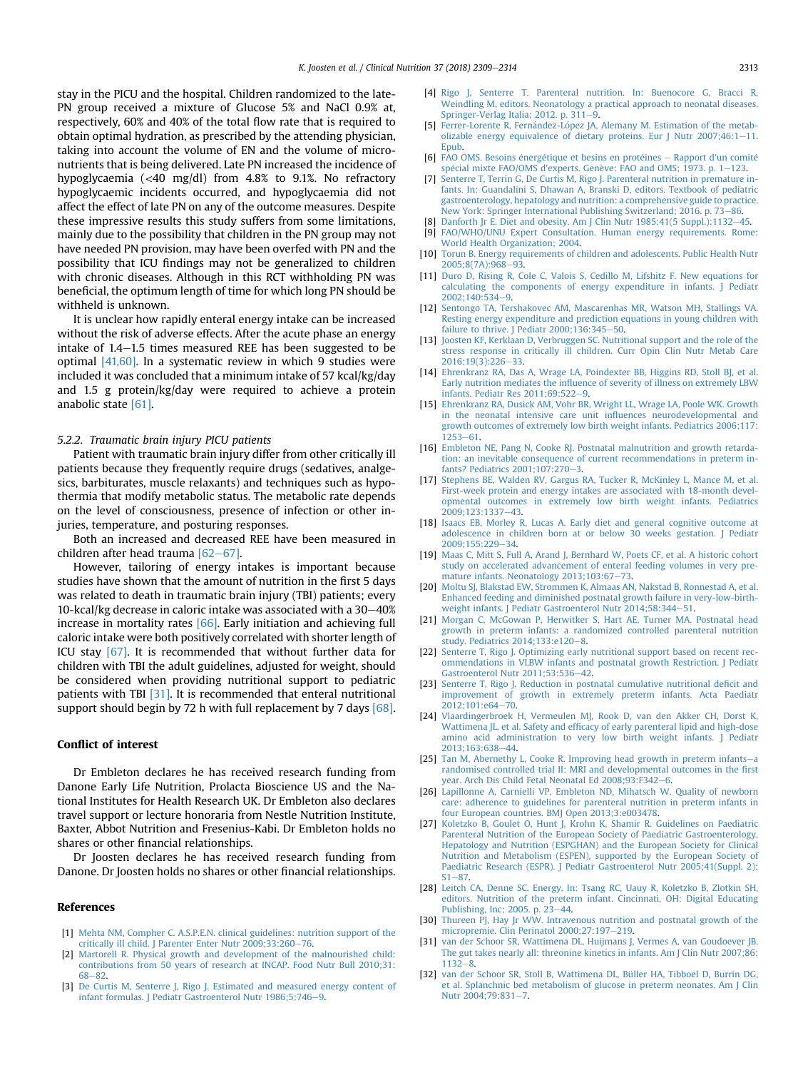stay in the PICU and the hospital. Children randomized to the late-PN group received a mixture of Glucose 5% and NaCl 0.9% at, respectively, 60% and 40% of the total flow rate that is required to obtain optimal hydration, as prescribed by the attending physician, taking into account the volume of EN and the volume of micronutrients that is being delivered. Late PN increased the incidence of hypoglycaemia (<40 mg/dl) from 4.8% to 9.1%. No refractory hypoglycaemic incidents occurred, and hypoglycaemia did not affect the effect of late PN on any of the outcome measures. Despite these impressive results this study suffers from some limitations, mainly due to the possibility that children in the PN group may not have needed PN provision, may have been overfed with PN and the possibility that ICU findings may not be generalized to children with chronic diseases. Although in this RCT withholding PN was beneficial, the optimum length of time for which long PN should be withheld is unknown.

It is unclear how rapidly enteral energy intake can be increased without the risk of adverse effects. After the acute phase an energy intake of 1.4–1.5 times measured REE has been suggested to be optimal [41,60]. In a systematic review in which 9 studies were included it was concluded that a minimum intake of 57 kcal/kg/day and 1.5 g protein/kg/day were required to achieve a protein anabolic state [61].

### 5.2.2. Traumatic brain injury PICU patients

Patient with traumatic brain injury differ from other critically ill patients because they frequently require drugs (sedatives, analgesics, barbiturates, muscle relaxants) and techniques such as hypothermia that modify metabolic status. The metabolic rate depends on the level of consciousness, presence of infection or other injuries, temperature, and posturing responses.

Both an increased and decreased REE have been measured in children after head trauma [62–67].

However, tailoring of energy intakes is important because studies have shown that the amount of nutrition in the first 5 days was related to death in traumatic brain injury (TBI) patients; every 10-kcal/kg decrease in caloric intake was associated with a 30–40% increase in mortality rates [66]. Early initiation and achieving full caloric intake were both positively correlated with shorter length of ICU stay [67]. It is recommended that without further data for children with TBI the adult guidelines, adjusted for weight, should be considered when providing nutritional support to pediatric patients with TBI [31]. It is recommended that enteral nutritional support should begin by 72 h with full replacement by 7 days [68].

## Conflict of interest

Dr Embleton declares he has received research funding from Danone Early Life Nutrition, Prolacta Bioscience US and the National Institutes for Health Research UK. Dr Embleton also declares travel support or lecture honoraria from Nestle Nutrition Institute, Baxter, Abbot Nutrition and Fresenius-Kabi. Dr Embleton holds no shares or other financial relationships.

Dr Joosten declares he has received research funding from Danone. Dr Joosten holds no shares or other financial relationships.

## References

[1] Mehta NM, Compher C. A.S.P.E.N. clinical guidelines: nutrition support of the critically ill child. J Parenter Enter Nutr 2009;33:260–76.
[2] Martorell R. Physical growth and development of the malnourished child: contributions from 50 years of research at INCAP. Food Nutr Bull 2010;31:68–82.
[3] De Curtis M, Senterre J, Rigo J. Estimated and measured energy content of infant formulas. J Pediatr Gastroenterol Nutr 1986;5:746–9.
[4] Rigo J, Senterre T. Parenteral nutrition. In: Buenocore G, Bracci R, Weindling M, editors. Neonatology a practical approach to neonatal diseases. Springer-Verlag Italia; 2012. p. 311–9.
[5] Ferrer-Lorente R, Fernández-López JA, Alemany M. Estimation of the metabolizable energy equivalence of dietary proteins. Eur J Nutr 2007;46:1–11. Epub.
[6] FAO OMS. Besoins énergétique et besins en protéines – Rapport d'un comité spécial mixte FAO/OMS d'experts. Genève: FAO and OMS; 1973. p. 1–123.
[7] Senterre T, Terrin G, De Curtis M, Rigo J. Parenteral nutrition in premature infants. In: Guandalini S, Dhawan A, Branski D, editors. Textbook of pediatric gastroenterology, hepatology and nutrition: a comprehensive guide to practice. New York: Springer International Publishing Switzerland; 2016. p. 73–86.
[8] Danforth Jr E. Diet and obesity. Am J Clin Nutr 1985;41(5 Suppl.):1132–45.
[9] FAO/WHO/UNU Expert Consultation. Human energy requirements. Rome: World Health Organization; 2004.
[10] Torun B. Energy requirements of children and adolescents. Public Health Nutr 2005;8(7A):968–93.
[11] Duro D, Rising R, Cole C, Valois S, Cedillo M, Lifshitz F. New equations for calculating the components of energy expenditure in infants. J Pediatr 2002;140:534–9.
[12] Sentongo TA, Tershakovec AM, Mascarenhas MR, Watson MH, Stallings VA. Resting energy expenditure and prediction equations in young children with failure to thrive. J Pediatr 2000;136:345–50.
[13] Joosten KF, Kerklaan D, Verbruggen SC. Nutritional support and the role of the stress response in critically ill children. Curr Opin Clin Nutr Metab Care 2016;19(3):226–33.
[14] Ehrenkranz RA, Das A, Wrage LA, Poindexter BB, Higgins RD, Stoll BJ, et al. Early nutrition mediates the influence of severity of illness on extremely LBW infants. Pediatr Res 2011;69:522–9.
[15] Ehrenkranz RA, Dusick AM, Vohr BR, Wright LL, Wrage LA, Poole WK. Growth in the neonatal intensive care unit influences neurodevelopmental and growth outcomes of extremely low birth weight infants. Pediatrics 2006;117:1253–61.
[16] Embleton NE, Pang N, Cooke RJ. Postnatal malnutrition and growth retardation: an inevitable consequence of current recommendations in preterm infants? Pediatrics 2001;107:270–3.
[17] Stephens BE, Walden RV, Gargus RA, Tucker R, McKinley L, Mance M, et al. First-week protein and energy intakes are associated with 18-month developmental outcomes in extremely low birth weight infants. Pediatrics 2009;123:1337–43.
[18] Isaacs EB, Morley R, Lucas A. Early diet and general cognitive outcome at adolescence in children born at or below 30 weeks gestation. J Pediatr 2009;155:229–34.
[19] Maas C, Mitt S, Full A, Arand J, Bernhard W, Poets CF, et al. A historic cohort study on accelerated advancement of enteral feeding volumes in very premature infants. Neonatology 2013;103:67–73.
[20] Moltu SJ, Blakstad EW, Strommen K, Almaas AN, Nakstad B, Ronnestad A, et al. Enhanced feeding and diminished postnatal growth failure in very-low-birth-weight infants. J Pediatr Gastroenterol Nutr 2014;58:344–51.
[21] Morgan C, McGowan P, Herwitker S, Hart AE, Turner MA. Postnatal head growth in preterm infants: a randomized controlled parenteral nutrition study. Pediatrics 2014;133:e120–8.
[22] Senterre T, Rigo J. Optimizing early nutritional support based on recent recommendations in VLBW infants and postnatal growth Restriction. J Pediatr Gastroenterol Nutr 2011;53:536–42.
[23] Senterre T, Rigo J. Reduction in postnatal cumulative nutritional deficit and improvement of growth in extremely preterm infants. Acta Paediatr 2012;101:e64–70.
[24] Vlaardingerbroek H, Vermeulen MJ, Rook D, van den Akker CH, Dorst K, Wattimena JL, et al. Safety and efficacy of early parenteral lipid and high-dose amino acid administration to very low birth weight infants. J Pediatr 2013;163:638–44.
[25] Tan M, Abernethy L, Cooke R. Improving head growth in preterm infants—a randomised controlled trial II: MRI and developmental outcomes in the first year. Arch Dis Child Fetal Neonatal Ed 2008;93:F342–6.
[26] Lapillonne A, Carnielli VP, Embleton ND, Mihatsch W. Quality of newborn care: adherence to guidelines for parenteral nutrition in preterm infants in four European countries. BMJ Open 2013;3:e003478.
[27] Koletzko B, Goulet O, Hunt J, Krohn K, Shamir R. Guidelines on Paediatric Parenteral Nutrition of the European Society of Paediatric Gastroenterology, Hepatology and Nutrition (ESPGHAN) and the European Society for Clinical Nutrition and Metabolism (ESPEN), supported by the European Society of Paediatric Research (ESPR). J Pediatr Gastroenterol Nutr 2005;41(Suppl. 2):S1–87.
[28] Leitch CA, Denne SC. Energy. In: Tsang RC, Uauy R, Koletzko B, Zlotkin SH, editors. Nutrition of the preterm infant. Cincinnati, OH: Digital Educating Publishing, Inc; 2005. p. 23–44.
[30] Thureen PJ, Hay Jr WW. Intravenous nutrition and postnatal growth of the micropremie. Clin Perinatol 2000;27:197–219.
[31] van der Schoor SR, Wattimena DL, Huijmans J, Vermes A, van Goudoever JB. The gut takes nearly all: threonine kinetics in infants. Am J Clin Nutr 2007;86:1132–8.
[32] van der Schoor SR, Stoll B, Wattimena DL, Büller HA, Tibboel D, Burrin DG, et al. Splanchnic bed metabolism of glucose in preterm neonates. Am J Clin Nutr 2004;79:831–7.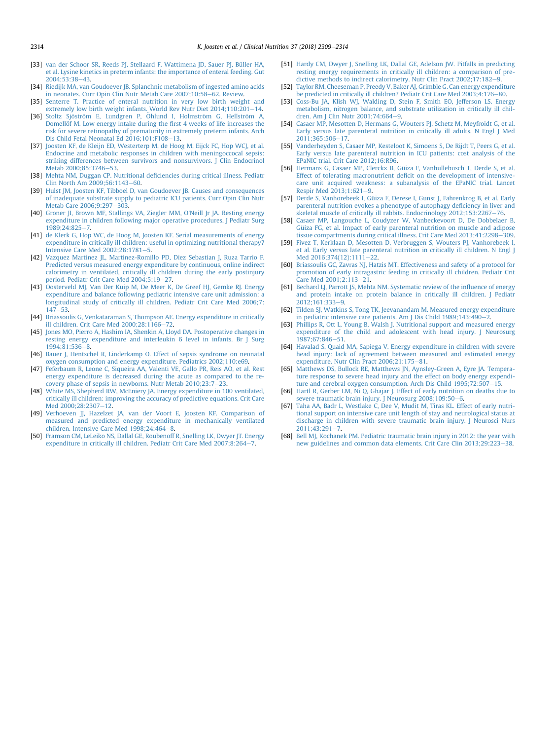[33] van der Schoor SR, Reeds PJ, Stellaard F, Wattimena JD, Sauer PJ, Büller HA, et al. Lysine kinetics in preterm infants: the importance of enteral feeding. Gut 2004;53:38–43.

[34] Riedijk MA, van Goudoever JB. Splanchnic metabolism of ingested amino acids in neonates. Curr Opin Clin Nutr Metab Care 2007;10:58–62. Review.

[35] Senterre T. Practice of enteral nutrition in very low birth weight and extremely low birth weight infants. World Rev Nutr Diet 2014;110:201–14.

[36] Stoltz Sjöström E, Lundgren P, Öhlund I, Holmström G, Hellström A, Domellöf M. Low energy intake during the first 4 weeks of life increases the risk for severe retinopathy of prematurity in extremely preterm infants. Arch Dis Child Fetal Neonatal Ed 2016;101:F108–13.

[37] Joosten KF, de Kleijn ED, Westerterp M, de Hoog M, Eijck FC, Hop WCJ, et al. Endocrine and metabolic responses in children with meningoccocal sepsis: striking differences between survivors and nonsurvivors. J Clin Endocrinol Metab 2000;85:3746–53.

[38] Mehta NM, Duggan CP. Nutritional deficiencies during critical illness. Pediatr Clin North Am 2009;56:1143–60.

[39] Hulst JM, Joosten KF, Tibboel D, van Goudoever JB. Causes and consequences of inadequate substrate supply to pediatric ICU patients. Curr Opin Clin Nutr Metab Care 2006;9:297–303.

[40] Groner JI, Brown MF, Stallings VA, Ziegler MM, O'Neill Jr JA. Resting energy expenditure in children following major operative procedures. J Pediatr Surg 1989;24:825–7.

[41] de Klerk G, Hop WC, de Hoog M, Joosten KF. Serial measurements of energy expenditure in critically ill children: useful in optimizing nutritional therapy? Intensive Care Med 2002;28:1781–5.

[42] Vazquez Martinez JL, Martinez-Romillo PD, Diez Sebastian J, Ruza Tarrio F. Predicted versus measured energy expenditure by continuous, online indirect calorimetry in ventilated, critically ill children during the early postinjury period. Pediatr Crit Care Med 2004;5:19–27.

[43] Oosterveld MJ, Van Der Kuip M, De Meer K, De Greef HJ, Gemke RJ. Energy expenditure and balance following pediatric intensive care unit admission: a longitudinal study of critically ill children. Pediatr Crit Care Med 2006;7:147–53.

[44] Briassoulis G, Venkataraman S, Thompson AE. Energy expenditure in critically ill children. Crit Care Med 2000;28:1166–72.

[45] Jones MO, Pierro A, Hashim IA, Shenkin A, Lloyd DA. Postoperative changes in resting energy expenditure and interleukin 6 level in infants. Br J Surg 1994;81:536–8.

[46] Bauer J, Hentschel R, Linderkamp O. Effect of sepsis syndrome on neonatal oxygen consumption and energy expenditure. Pediatrics 2002;110:e69.

[47] Feferbaum R, Leone C, Siqueira AA, Valenti VE, Gallo PR, Reis AO, et al. Rest energy expenditure is decreased during the acute as compared to the recovery phase of sepsis in newborns. Nutr Metab 2010;23:7–23.

[48] White MS, Shepherd RW, McEniery JA. Energy expenditure in 100 ventilated, critically ill children: improving the accuracy of predictive equations. Crit Care Med 2000;28:2307–12.

[49] Verhoeven JJ, Hazelzet JA, van der Voort E, Joosten KF. Comparison of measured and predicted energy expenditure in mechanically ventilated children. Intensive Care Med 1998;24:464–8.

[50] Framson CM, LeLeiko NS, Dallal GE, Roubenoff R, Snelling LK, Dwyer JT. Energy expenditure in critically ill children. Pediatr Crit Care Med 2007;8:264–7.

[51] Hardy CM, Dwyer J, Snelling LK, Dallal GE, Adelson JW. Pitfalls in predicting resting energy requirements in critically ill children: a comparison of predictive methods to indirect calorimetry. Nutr Clin Pract 2002;17:182–9.

[52] Taylor RM, Cheeseman P, Preedy V, Baker AJ, Grimble G. Can energy expenditure be predicted in critically ill children? Pediatr Crit Care Med 2003;4:176–80.

[53] Coss-Bu JA, Klish WJ, Walding D, Stein F, Smith EO, Jefferson LS. Energy metabolism, nitrogen balance, and substrate utilization in critically ill children. Am J Clin Nutr 2001;74:664–9.

[54] Casaer MP, Mesotten D, Hermans G, Wouters PJ, Schetz M, Meyfroidt G, et al. Early versus late parenteral nutrition in critically ill adults. N Engl J Med 2011;365:506–17.

[55] Vanderheyden S, Casaer MP, Kesteloot K, Simoens S, De Rijdt T, Peers G, et al. Early versus late parenteral nutrition in ICU patients: cost analysis of the EPaNIC trial. Crit Care 2012;16:R96.

[56] Hermans G, Casaer MP, Clerckx B, Güiza F, Vanhullebusch T, Derde S, et al. Effect of tolerating macronutrient deficit on the development of intensive-care unit acquired weakness: a subanalysis of the EPaNIC trial. Lancet Respir Med 2013;1:621–9.

[57] Derde S, Vanhorebeek I, Güiza F, Derese I, Gunst J, Fahrenkrog B, et al. Early parenteral nutrition evokes a phenotype of autophagy deficiency in liver and skeletal muscle of critically ill rabbits. Endocrinology 2012;153:2267–76.

[58] Casaer MP, Langouche L, Coudyzer W, Vanbeckevoort D, De Dobbelaer B, Güiza FG, et al. Impact of early parenteral nutrition on muscle and adipose tissue compartments during critical illness. Crit Care Med 2013;41:2298–309.

[59] Fivez T, Kerklaan D, Mesotten D, Verbruggen S, Wouters PJ, Vanhorebeek I, et al. Early versus late parenteral nutrition in critically ill children. N Engl J Med 2016;374(12):1111–22.

[60] Briassoulis GC, Zavras NJ, Hatzis MT. Effectiveness and safety of a protocol for promotion of early intragastric feeding in critically ill children. Pediatr Crit Care Med 2001;2:113–21.

[61] Bechard LJ, Parrott JS, Mehta NM. Systematic review of the influence of energy and protein intake on protein balance in critically ill children. J Pediatr 2012;161:333–9.

[62] Tilden SJ, Watkins S, Tong TK, Jeevanandam M. Measured energy expenditure in pediatric intensive care patients. Am J Dis Child 1989;143:490–2.

[63] Phillips R, Ott L, Young B, Walsh J. Nutritional support and measured energy expenditure of the child and adolescent with head injury. J Neurosurg 1987;67:846–51.

[64] Havalad S, Quaid MA, Sapiega V. Energy expenditure in children with severe head injury: lack of agreement between measured and estimated energy expenditure. Nutr Clin Pract 2006;21:175–81.

[65] Matthews DS, Bullock RE, Matthews JN, Aynsley-Green A, Eyre JA. Temperature response to severe head injury and the effect on body energy expenditure and cerebral oxygen consumption. Arch Dis Child 1995;72:507–15.

[66] Härtl R, Gerber LM, Ni Q, Ghajar J. Effect of early nutrition on deaths due to severe traumatic brain injury. J Neurosurg 2008;109:50–6.

[67] Taha AA, Badr L, Westlake C, Dee V, Mudit M, Tiras KL. Effect of early nutritional support on intensive care unit length of stay and neurological status at discharge in children with severe traumatic brain injury. J Neurosci Nurs 2011;43:291–7.

[68] Bell MJ, Kochanek PM. Pediatric traumatic brain injury in 2012: the year with new guidelines and common data elements. Crit Care Clin 2013;29:223–38.